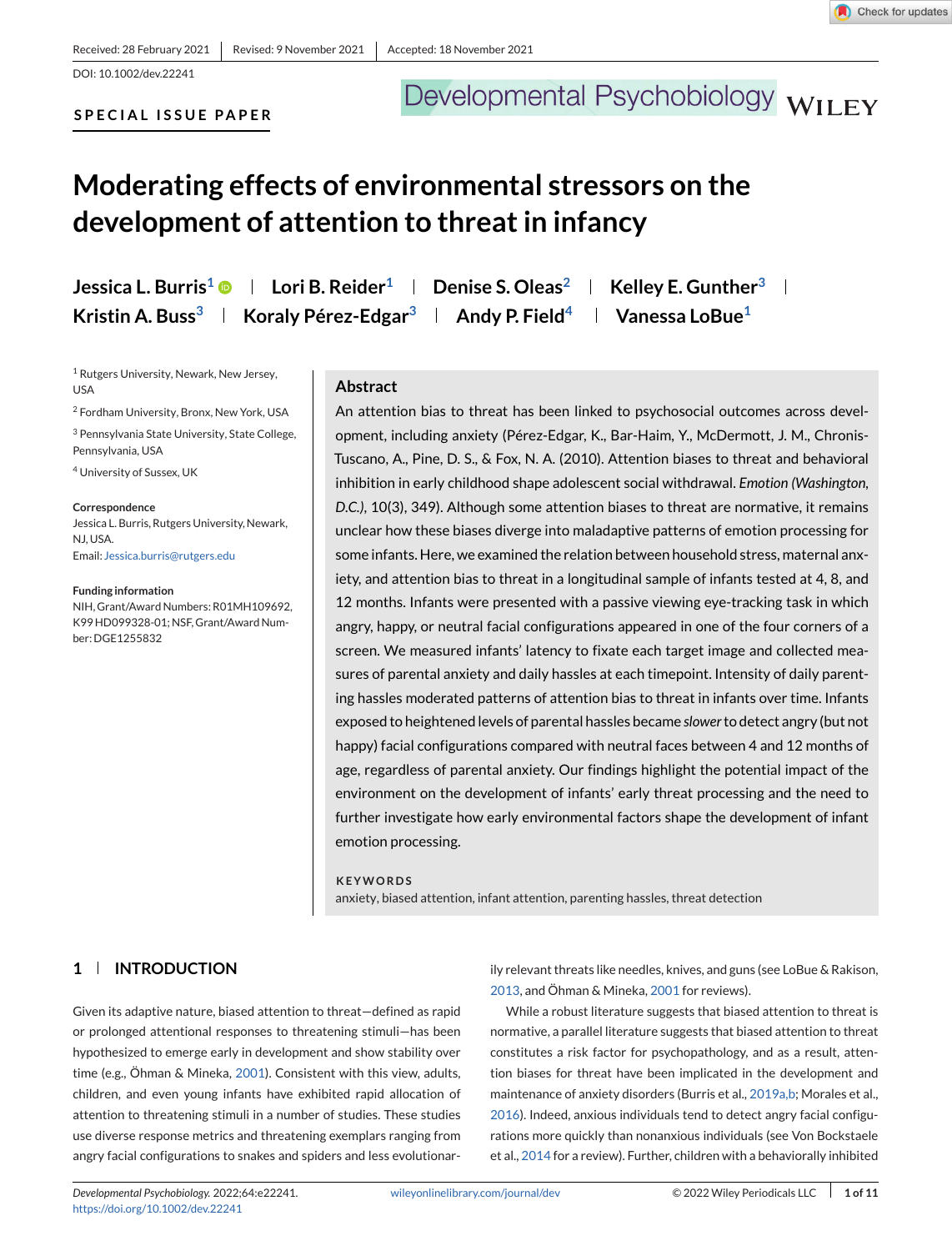Received: 28 February 2021 | Revised: 9 November 2021 | Accepted: 18 November 2021

DOI: 10.1002/dev.22241

SPECIAL ISSUE PAPER

# Moderating effects of environmental stressors on the development of attention to threat in infancy

Jessica L. Burris[1] | Lori B. Reider[1] | Denise S. Oleas[2] | Kelley E. Gunther[3] | Kristin A. Buss[3] | Koraly Pérez-Edgar[3] | Andy P. Field[4] | Vanessa LoBue[1]

[1] Rutgers University, Newark, New Jersey, USA

[2] Fordham University, Bronx, New York, USA

[3] Pennsylvania State University, State College, Pennsylvania, USA

[4] University of Sussex, UK

**Correspondence**
Jessica L. Burris, Rutgers University, Newark, NJ, USA.
Email: Jessica.burris@rutgers.edu

**Funding information**
NIH, Grant/Award Numbers: R01MH109692, K99 HD099328-01; NSF, Grant/Award Number: DGE1255832

## Abstract

An attention bias to threat has been linked to psychosocial outcomes across development, including anxiety (Pérez-Edgar, K., Bar-Haim, Y., McDermott, J. M., Chronis-Tuscano, A., Pine, D. S., & Fox, N. A. (2010). Attention biases to threat and behavioral inhibition in early childhood shape adolescent social withdrawal. *Emotion (Washington, D.C.)*, 10(3), 349). Although some attention biases to threat are normative, it remains unclear how these biases diverge into maladaptive patterns of emotion processing for some infants. Here, we examined the relation between household stress, maternal anxiety, and attention bias to threat in a longitudinal sample of infants tested at 4, 8, and 12 months. Infants were presented with a passive viewing eye-tracking task in which angry, happy, or neutral facial configurations appeared in one of the four corners of a screen. We measured infants' latency to fixate each target image and collected measures of parental anxiety and daily hassles at each timepoint. Intensity of daily parenting hassles moderated patterns of attention bias to threat in infants over time. Infants exposed to heightened levels of parental hassles became *slower* to detect angry (but not happy) facial configurations compared with neutral faces between 4 and 12 months of age, regardless of parental anxiety. Our findings highlight the potential impact of the environment on the development of infants' early threat processing and the need to further investigate how early environmental factors shape the development of infant emotion processing.

**KEYWORDS**
anxiety, biased attention, infant attention, parenting hassles, threat detection

## 1 | INTRODUCTION

Given its adaptive nature, biased attention to threat—defined as rapid or prolonged attentional responses to threatening stimuli—has been hypothesized to emerge early in development and show stability over time (e.g., Öhman & Mineka, 2001). Consistent with this view, adults, children, and even young infants have exhibited rapid allocation of attention to threatening stimuli in a number of studies. These studies use diverse response metrics and threatening exemplars ranging from angry facial configurations to snakes and spiders and less evolutionarily relevant threats like needles, knives, and guns (see LoBue & Rakison, 2013, and Öhman & Mineka, 2001 for reviews).

While a robust literature suggests that biased attention to threat is normative, a parallel literature suggests that biased attention to threat constitutes a risk factor for psychopathology, and as a result, attention biases for threat have been implicated in the development and maintenance of anxiety disorders (Burris et al., 2019a,b; Morales et al., 2016). Indeed, anxious individuals tend to detect angry facial configurations more quickly than nonanxious individuals (see Von Bockstaele et al., 2014 for a review). Further, children with a behaviorally inhibited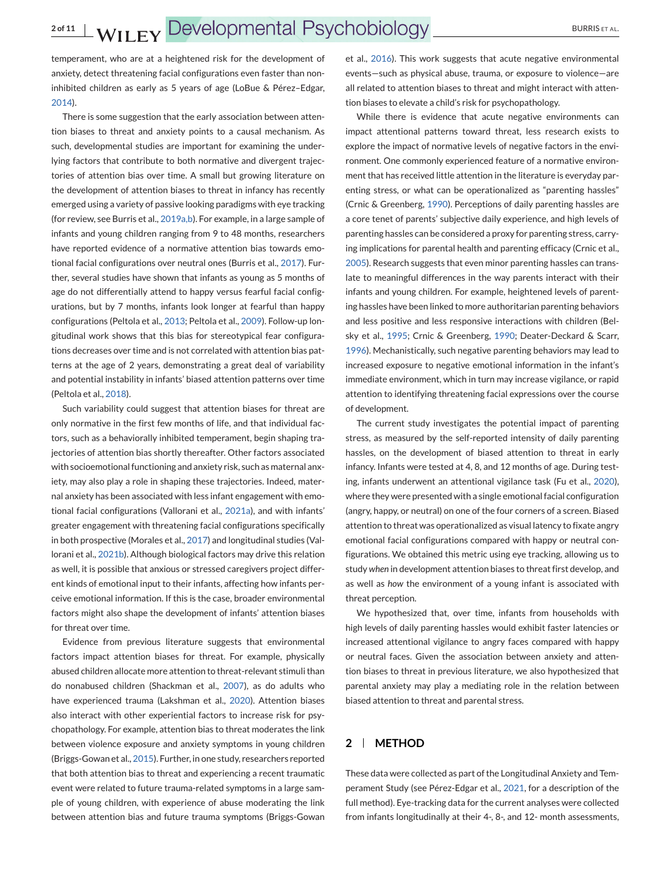temperament, who are at a heightened risk for the development of anxiety, detect threatening facial configurations even faster than non-inhibited children as early as 5 years of age (LoBue & Pérez–Edgar, 2014).

There is some suggestion that the early association between attention biases to threat and anxiety points to a causal mechanism. As such, developmental studies are important for examining the underlying factors that contribute to both normative and divergent trajectories of attention bias over time. A small but growing literature on the development of attention biases to threat in infancy has recently emerged using a variety of passive looking paradigms with eye tracking (for review, see Burris et al., 2019a,b). For example, in a large sample of infants and young children ranging from 9 to 48 months, researchers have reported evidence of a normative attention bias towards emotional facial configurations over neutral ones (Burris et al., 2017). Further, several studies have shown that infants as young as 5 months of age do not differentially attend to happy versus fearful facial configurations, but by 7 months, infants look longer at fearful than happy configurations (Peltola et al., 2013; Peltola et al., 2009). Follow-up longitudinal work shows that this bias for stereotypical fear configurations decreases over time and is not correlated with attention bias patterns at the age of 2 years, demonstrating a great deal of variability and potential instability in infants' biased attention patterns over time (Peltola et al., 2018).

Such variability could suggest that attention biases for threat are only normative in the first few months of life, and that individual factors, such as a behaviorally inhibited temperament, begin shaping trajectories of attention bias shortly thereafter. Other factors associated with socioemotional functioning and anxiety risk, such as maternal anxiety, may also play a role in shaping these trajectories. Indeed, maternal anxiety has been associated with less infant engagement with emotional facial configurations (Vallorani et al., 2021a), and with infants' greater engagement with threatening facial configurations specifically in both prospective (Morales et al., 2017) and longitudinal studies (Vallorani et al., 2021b). Although biological factors may drive this relation as well, it is possible that anxious or stressed caregivers project different kinds of emotional input to their infants, affecting how infants perceive emotional information. If this is the case, broader environmental factors might also shape the development of infants' attention biases for threat over time.

Evidence from previous literature suggests that environmental factors impact attention biases for threat. For example, physically abused children allocate more attention to threat-relevant stimuli than do nonabused children (Shackman et al., 2007), as do adults who have experienced trauma (Lakshman et al., 2020). Attention biases also interact with other experiential factors to increase risk for psychopathology. For example, attention bias to threat moderates the link between violence exposure and anxiety symptoms in young children (Briggs-Gowan et al., 2015). Further, in one study, researchers reported that both attention bias to threat and experiencing a recent traumatic event were related to future trauma-related symptoms in a large sample of young children, with experience of abuse moderating the link between attention bias and future trauma symptoms (Briggs-Gowan et al., 2016). This work suggests that acute negative environmental events—such as physical abuse, trauma, or exposure to violence—are all related to attention biases to threat and might interact with attention biases to elevate a child's risk for psychopathology.

While there is evidence that acute negative environments can impact attentional patterns toward threat, less research exists to explore the impact of normative levels of negative factors in the environment. One commonly experienced feature of a normative environment that has received little attention in the literature is everyday parenting stress, or what can be operationalized as "parenting hassles" (Crnic & Greenberg, 1990). Perceptions of daily parenting hassles are a core tenet of parents' subjective daily experience, and high levels of parenting hassles can be considered a proxy for parenting stress, carrying implications for parental health and parenting efficacy (Crnic et al., 2005). Research suggests that even minor parenting hassles can translate to meaningful differences in the way parents interact with their infants and young children. For example, heightened levels of parenting hassles have been linked to more authoritarian parenting behaviors and less positive and less responsive interactions with children (Belsky et al., 1995; Crnic & Greenberg, 1990; Deater-Deckard & Scarr, 1996). Mechanistically, such negative parenting behaviors may lead to increased exposure to negative emotional information in the infant's immediate environment, which in turn may increase vigilance, or rapid attention to identifying threatening facial expressions over the course of development.

The current study investigates the potential impact of parenting stress, as measured by the self-reported intensity of daily parenting hassles, on the development of biased attention to threat in early infancy. Infants were tested at 4, 8, and 12 months of age. During testing, infants underwent an attentional vigilance task (Fu et al., 2020), where they were presented with a single emotional facial configuration (angry, happy, or neutral) on one of the four corners of a screen. Biased attention to threat was operationalized as visual latency to fixate angry emotional facial configurations compared with happy or neutral configurations. We obtained this metric using eye tracking, allowing us to study *when* in development attention biases to threat first develop, and as well as *how* the environment of a young infant is associated with threat perception.

We hypothesized that, over time, infants from households with high levels of daily parenting hassles would exhibit faster latencies or increased attentional vigilance to angry faces compared with happy or neutral faces. Given the association between anxiety and attention biases to threat in previous literature, we also hypothesized that parental anxiety may play a mediating role in the relation between biased attention to threat and parental stress.

## 2 | METHOD

These data were collected as part of the Longitudinal Anxiety and Temperament Study (see Pérez-Edgar et al., 2021, for a description of the full method). Eye-tracking data for the current analyses were collected from infants longitudinally at their 4-, 8-, and 12- month assessments,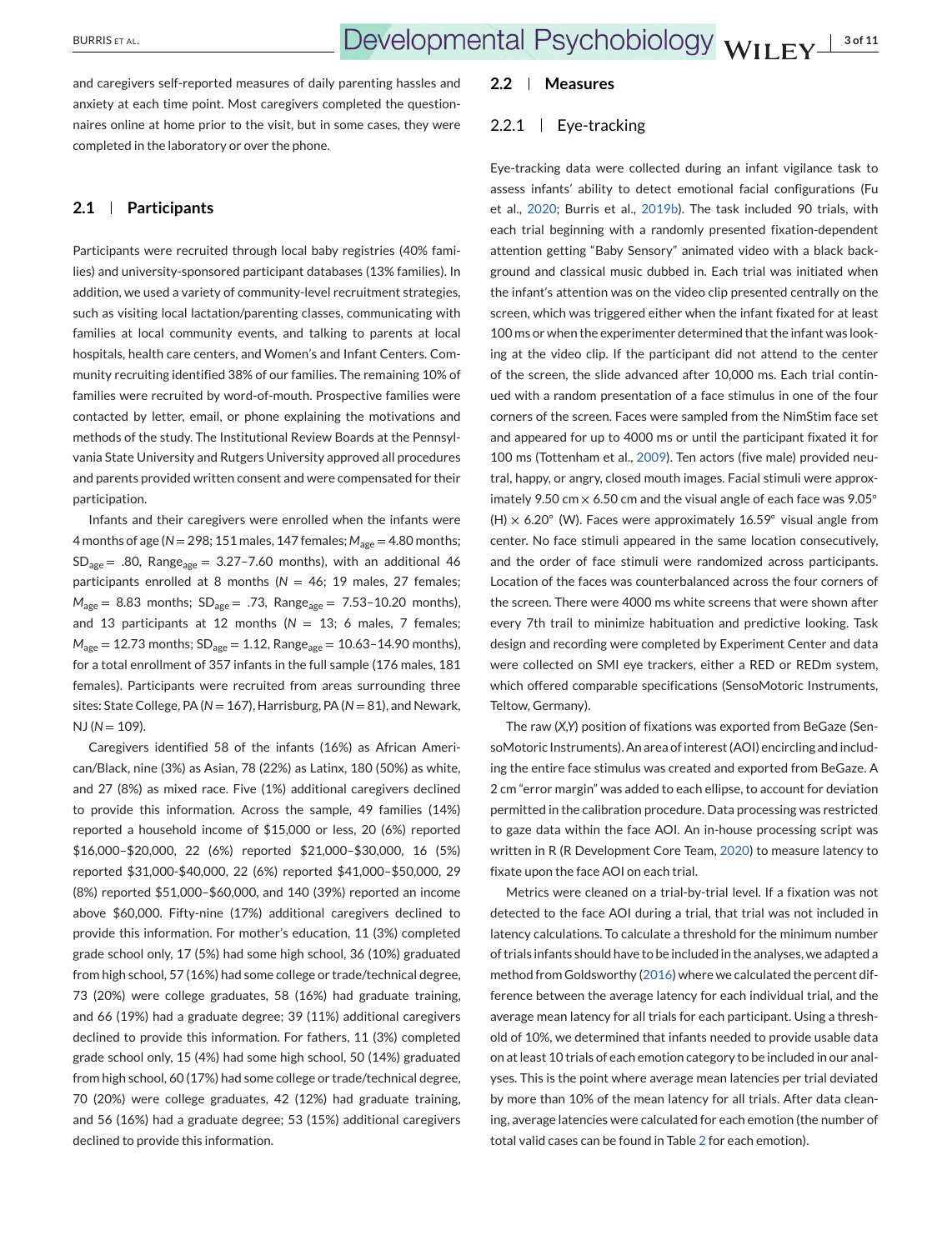and caregivers self-reported measures of daily parenting hassles and anxiety at each time point. Most caregivers completed the questionnaires online at home prior to the visit, but in some cases, they were completed in the laboratory or over the phone.

## 2.1 | Participants

Participants were recruited through local baby registries (40% families) and university-sponsored participant databases (13% families). In addition, we used a variety of community-level recruitment strategies, such as visiting local lactation/parenting classes, communicating with families at local community events, and talking to parents at local hospitals, health care centers, and Women's and Infant Centers. Community recruiting identified 38% of our families. The remaining 10% of families were recruited by word-of-mouth. Prospective families were contacted by letter, email, or phone explaining the motivations and methods of the study. The Institutional Review Boards at the Pennsylvania State University and Rutgers University approved all procedures and parents provided written consent and were compensated for their participation.

Infants and their caregivers were enrolled when the infants were 4 months of age ($N = 298$; 151 males, 147 females; $M_{age} = 4.80$ months; $SD_{age} = .80$, $Range_{age} = 3.27–7.60$ months), with an additional 46 participants enrolled at 8 months ($N = 46$; 19 males, 27 females; $M_{age} = 8.83$ months; $SD_{age} = .73$, $Range_{age} = 7.53–10.20$ months), and 13 participants at 12 months ($N = 13$; 6 males, 7 females; $M_{age} = 12.73$ months; $SD_{age} = 1.12$, $Range_{age} = 10.63–14.90$ months), for a total enrollment of 357 infants in the full sample (176 males, 181 females). Participants were recruited from areas surrounding three sites: State College, PA ($N = 167$), Harrisburg, PA ($N = 81$), and Newark, NJ ($N = 109$).

Caregivers identified 58 of the infants (16%) as African American/Black, nine (3%) as Asian, 78 (22%) as Latinx, 180 (50%) as white, and 27 (8%) as mixed race. Five (1%) additional caregivers declined to provide this information. Across the sample, 49 families (14%) reported a household income of $15,000 or less, 20 (6%) reported $16,000–$20,000, 22 (6%) reported $21,000–$30,000, 16 (5%) reported $31,000-$40,000, 22 (6%) reported $41,000–$50,000, 29 (8%) reported $51,000–$60,000, and 140 (39%) reported an income above $60,000. Fifty-nine (17%) additional caregivers declined to provide this information. For mother's education, 11 (3%) completed grade school only, 17 (5%) had some high school, 36 (10%) graduated from high school, 57 (16%) had some college or trade/technical degree, 73 (20%) were college graduates, 58 (16%) had graduate training, and 66 (19%) had a graduate degree; 39 (11%) additional caregivers declined to provide this information. For fathers, 11 (3%) completed grade school only, 15 (4%) had some high school, 50 (14%) graduated from high school, 60 (17%) had some college or trade/technical degree, 70 (20%) were college graduates, 42 (12%) had graduate training, and 56 (16%) had a graduate degree; 53 (15%) additional caregivers declined to provide this information.

## 2.2 | Measures

### 2.2.1 | Eye-tracking

Eye-tracking data were collected during an infant vigilance task to assess infants' ability to detect emotional facial configurations (Fu et al., 2020; Burris et al., 2019b). The task included 90 trials, with each trial beginning with a randomly presented fixation-dependent attention getting "Baby Sensory" animated video with a black background and classical music dubbed in. Each trial was initiated when the infant's attention was on the video clip presented centrally on the screen, which was triggered either when the infant fixated for at least 100 ms or when the experimenter determined that the infant was looking at the video clip. If the participant did not attend to the center of the screen, the slide advanced after 10,000 ms. Each trial continued with a random presentation of a face stimulus in one of the four corners of the screen. Faces were sampled from the NimStim face set and appeared for up to 4000 ms or until the participant fixated it for 100 ms (Tottenham et al., 2009). Ten actors (five male) provided neutral, happy, or angry, closed mouth images. Facial stimuli were approximately 9.50 cm × 6.50 cm and the visual angle of each face was 9.05° (H) × 6.20° (W). Faces were approximately 16.59° visual angle from center. No face stimuli appeared in the same location consecutively, and the order of face stimuli were randomized across participants. Location of the faces was counterbalanced across the four corners of the screen. There were 4000 ms white screens that were shown after every 7th trail to minimize habituation and predictive looking. Task design and recording were completed by Experiment Center and data were collected on SMI eye trackers, either a RED or REDm system, which offered comparable specifications (SensoMotoric Instruments, Teltow, Germany).

The raw (*X,Y*) position of fixations was exported from BeGaze (SensoMotoric Instruments). An area of interest (AOI) encircling and including the entire face stimulus was created and exported from BeGaze. A 2 cm "error margin" was added to each ellipse, to account for deviation permitted in the calibration procedure. Data processing was restricted to gaze data within the face AOI. An in-house processing script was written in R (R Development Core Team, 2020) to measure latency to fixate upon the face AOI on each trial.

Metrics were cleaned on a trial-by-trial level. If a fixation was not detected to the face AOI during a trial, that trial was not included in latency calculations. To calculate a threshold for the minimum number of trials infants should have to be included in the analyses, we adapted a method from Goldsworthy (2016) where we calculated the percent difference between the average latency for each individual trial, and the average mean latency for all trials for each participant. Using a threshold of 10%, we determined that infants needed to provide usable data on at least 10 trials of each emotion category to be included in our analyses. This is the point where average mean latencies per trial deviated by more than 10% of the mean latency for all trials. After data cleaning, average latencies were calculated for each emotion (the number of total valid cases can be found in Table 2 for each emotion).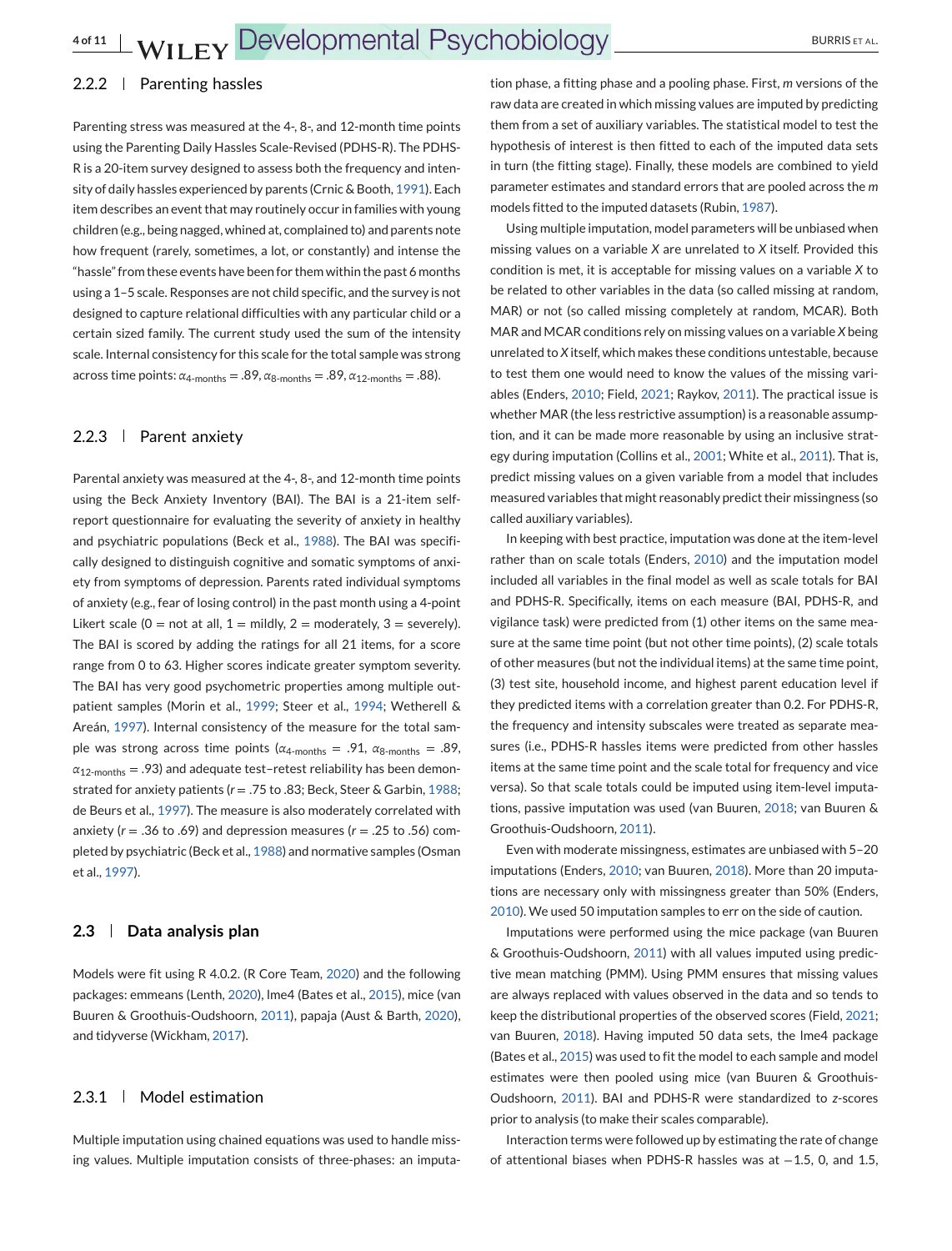### 2.2.2 | Parenting hassles

Parenting stress was measured at the 4-, 8-, and 12-month time points using the Parenting Daily Hassles Scale-Revised (PDHS-R). The PDHS-R is a 20-item survey designed to assess both the frequency and intensity of daily hassles experienced by parents (Crnic & Booth, 1991). Each item describes an event that may routinely occur in families with young children (e.g., being nagged, whined at, complained to) and parents note how frequent (rarely, sometimes, a lot, or constantly) and intense the "hassle" from these events have been for them within the past 6 months using a 1–5 scale. Responses are not child specific, and the survey is not designed to capture relational difficulties with any particular child or a certain sized family. The current study used the sum of the intensity scale. Internal consistency for this scale for the total sample was strong across time points: $\alpha_{\text{4-months}} = .89$, $\alpha_{\text{8-months}} = .89$, $\alpha_{\text{12-months}} = .88$).

### 2.2.3 | Parent anxiety

Parental anxiety was measured at the 4-, 8-, and 12-month time points using the Beck Anxiety Inventory (BAI). The BAI is a 21-item self-report questionnaire for evaluating the severity of anxiety in healthy and psychiatric populations (Beck et al., 1988). The BAI was specifically designed to distinguish cognitive and somatic symptoms of anxiety from symptoms of depression. Parents rated individual symptoms of anxiety (e.g., fear of losing control) in the past month using a 4-point Likert scale (0 = not at all, 1 = mildly, 2 = moderately, 3 = severely). The BAI is scored by adding the ratings for all 21 items, for a score range from 0 to 63. Higher scores indicate greater symptom severity. The BAI has very good psychometric properties among multiple outpatient samples (Morin et al., 1999; Steer et al., 1994; Wetherell & Areán, 1997). Internal consistency of the measure for the total sample was strong across time points ($\alpha_{\text{4-months}} = .91$, $\alpha_{\text{8-months}} = .89$, $\alpha_{\text{12-months}} = .93$) and adequate test–retest reliability has been demonstrated for anxiety patients ($r = .75$ to .83; Beck, Steer & Garbin, 1988; de Beurs et al., 1997). The measure is also moderately correlated with anxiety ($r = .36$ to .69) and depression measures ($r = .25$ to .56) completed by psychiatric (Beck et al., 1988) and normative samples (Osman et al., 1997).

## 2.3 | Data analysis plan

Models were fit using R 4.0.2. (R Core Team, 2020) and the following packages: emmeans (Lenth, 2020), lme4 (Bates et al., 2015), mice (van Buuren & Groothuis-Oudshoorn, 2011), papaja (Aust & Barth, 2020), and tidyverse (Wickham, 2017).

### 2.3.1 | Model estimation

Multiple imputation using chained equations was used to handle missing values. Multiple imputation consists of three-phases: an imputation phase, a fitting phase and a pooling phase. First, *m* versions of the raw data are created in which missing values are imputed by predicting them from a set of auxiliary variables. The statistical model to test the hypothesis of interest is then fitted to each of the imputed data sets in turn (the fitting stage). Finally, these models are combined to yield parameter estimates and standard errors that are pooled across the *m* models fitted to the imputed datasets (Rubin, 1987).

Using multiple imputation, model parameters will be unbiased when missing values on a variable *X* are unrelated to *X* itself. Provided this condition is met, it is acceptable for missing values on a variable *X* to be related to other variables in the data (so called missing at random, MAR) or not (so called missing completely at random, MCAR). Both MAR and MCAR conditions rely on missing values on a variable *X* being unrelated to *X* itself, which makes these conditions untestable, because to test them one would need to know the values of the missing variables (Enders, 2010; Field, 2021; Raykov, 2011). The practical issue is whether MAR (the less restrictive assumption) is a reasonable assumption, and it can be made more reasonable by using an inclusive strategy during imputation (Collins et al., 2001; White et al., 2011). That is, predict missing values on a given variable from a model that includes measured variables that might reasonably predict their missingness (so called auxiliary variables).

In keeping with best practice, imputation was done at the item-level rather than on scale totals (Enders, 2010) and the imputation model included all variables in the final model as well as scale totals for BAI and PDHS-R. Specifically, items on each measure (BAI, PDHS-R, and vigilance task) were predicted from (1) other items on the same measure at the same time point (but not other time points), (2) scale totals of other measures (but not the individual items) at the same time point, (3) test site, household income, and highest parent education level if they predicted items with a correlation greater than 0.2. For PDHS-R, the frequency and intensity subscales were treated as separate measures (i.e., PDHS-R hassles items were predicted from other hassles items at the same time point and the scale total for frequency and vice versa). So that scale totals could be imputed using item-level imputations, passive imputation was used (van Buuren, 2018; van Buuren & Groothuis-Oudshoorn, 2011).

Even with moderate missingness, estimates are unbiased with 5–20 imputations (Enders, 2010; van Buuren, 2018). More than 20 imputations are necessary only with missingness greater than 50% (Enders, 2010). We used 50 imputation samples to err on the side of caution.

Imputations were performed using the mice package (van Buuren & Groothuis-Oudshoorn, 2011) with all values imputed using predictive mean matching (PMM). Using PMM ensures that missing values are always replaced with values observed in the data and so tends to keep the distributional properties of the observed scores (Field, 2021; van Buuren, 2018). Having imputed 50 data sets, the lme4 package (Bates et al., 2015) was used to fit the model to each sample and model estimates were then pooled using mice (van Buuren & Groothuis-Oudshoorn, 2011). BAI and PDHS-R were standardized to *z*-scores prior to analysis (to make their scales comparable).

Interaction terms were followed up by estimating the rate of change of attentional biases when PDHS-R hassles was at −1.5, 0, and 1.5,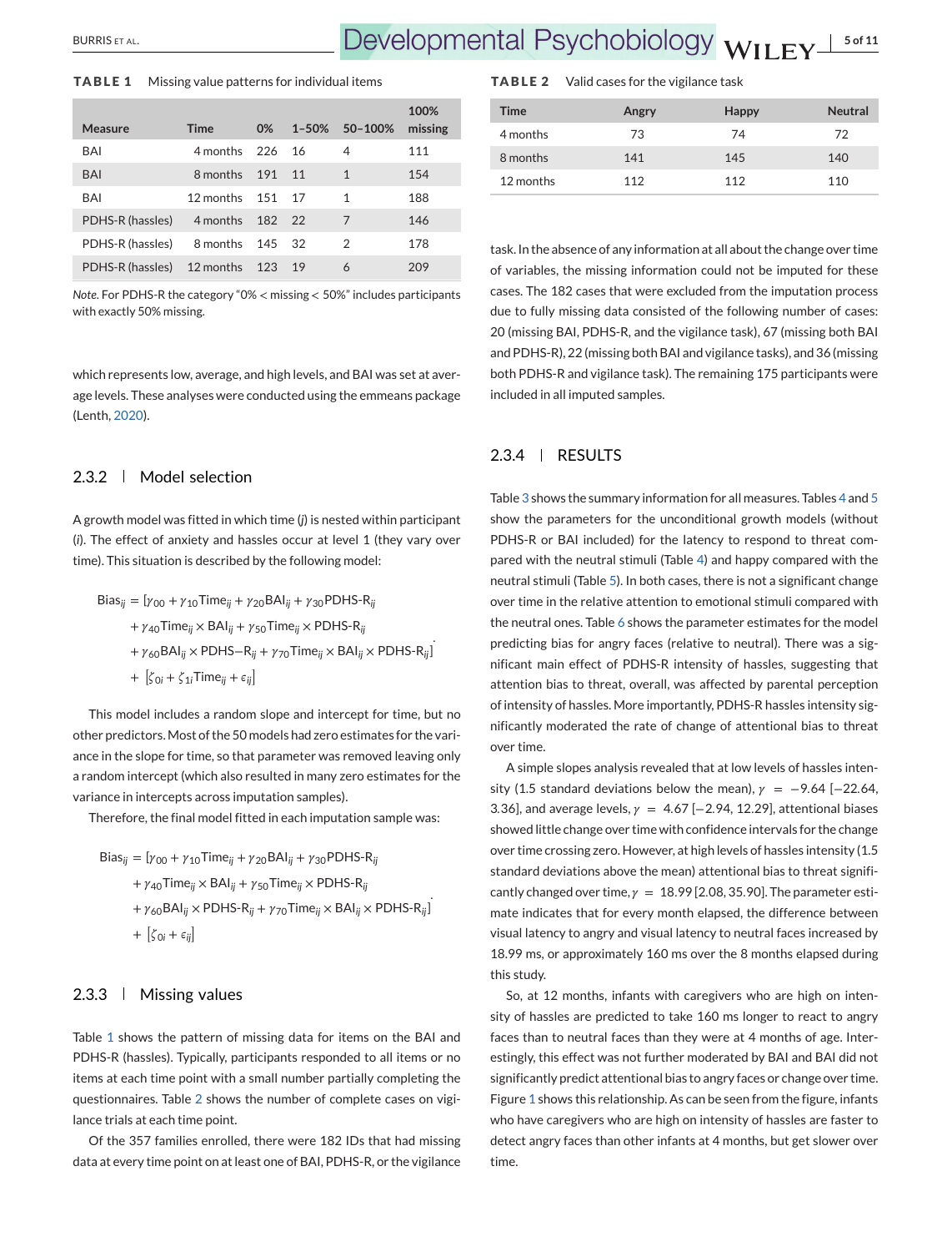**TABLE 1** Missing value patterns for individual items

| Measure | Time | 0% | 1–50% | 50–100% | 100% missing |
|---|---|---|---|---|---|
| BAI | 4 months | 226 | 16 | 4 | 111 |
| BAI | 8 months | 191 | 11 | 1 | 154 |
| BAI | 12 months | 151 | 17 | 1 | 188 |
| PDHS-R (hassles) | 4 months | 182 | 22 | 7 | 146 |
| PDHS-R (hassles) | 8 months | 145 | 32 | 2 | 178 |
| PDHS-R (hassles) | 12 months | 123 | 19 | 6 | 209 |

*Note*. For PDHS-R the category "0% < missing < 50%" includes participants with exactly 50% missing.

which represents low, average, and high levels, and BAI was set at average levels. These analyses were conducted using the emmeans package (Lenth, 2020).

### 2.3.2 | Model selection

A growth model was fitted in which time ($j$) is nested within participant ($i$). The effect of anxiety and hassles occur at level 1 (they vary over time). This situation is described by the following model:

$$\begin{aligned}\text{Bias}_{ij} = [&\gamma_{00} + \gamma_{10}\text{Time}_{ij} + \gamma_{20}\text{BAI}_{ij} + \gamma_{30}\text{PDHS-R}_{ij} \\ &+ \gamma_{40}\text{Time}_{ij} \times \text{BAI}_{ij} + \gamma_{50}\text{Time}_{ij} \times \text{PDHS-R}_{ij} \\ &+ \gamma_{60}\text{BAI}_{ij} \times \text{PDHS-R}_{ij} + \gamma_{70}\text{Time}_{ij} \times \text{BAI}_{ij} \times \text{PDHS-R}_{ij}] \\ &+ [\zeta_{0i} + \zeta_{1i}\text{Time}_{ij} + \epsilon_{ij}]\end{aligned}$$

This model includes a random slope and intercept for time, but no other predictors. Most of the 50 models had zero estimates for the variance in the slope for time, so that parameter was removed leaving only a random intercept (which also resulted in many zero estimates for the variance in intercepts across imputation samples).

Therefore, the final model fitted in each imputation sample was:

$$\begin{aligned}\text{Bias}_{ij} = [&\gamma_{00} + \gamma_{10}\text{Time}_{ij} + \gamma_{20}\text{BAI}_{ij} + \gamma_{30}\text{PDHS-R}_{ij} \\ &+ \gamma_{40}\text{Time}_{ij} \times \text{BAI}_{ij} + \gamma_{50}\text{Time}_{ij} \times \text{PDHS-R}_{ij} \\ &+ \gamma_{60}\text{BAI}_{ij} \times \text{PDHS-R}_{ij} + \gamma_{70}\text{Time}_{ij} \times \text{BAI}_{ij} \times \text{PDHS-R}_{ij}] \\ &+ [\zeta_{0i} + \epsilon_{ij}]\end{aligned}$$

### 2.3.3 | Missing values

Table 1 shows the pattern of missing data for items on the BAI and PDHS-R (hassles). Typically, participants responded to all items or no items at each time point with a small number partially completing the questionnaires. Table 2 shows the number of complete cases on vigilance trials at each time point.

Of the 357 families enrolled, there were 182 IDs that had missing data at every time point on at least one of BAI, PDHS-R, or the vigilance task. In the absence of any information at all about the change over time of variables, the missing information could not be imputed for these cases. The 182 cases that were excluded from the imputation process due to fully missing data consisted of the following number of cases: 20 (missing BAI, PDHS-R, and the vigilance task), 67 (missing both BAI and PDHS-R), 22 (missing both BAI and vigilance tasks), and 36 (missing both PDHS-R and vigilance task). The remaining 175 participants were included in all imputed samples.

**TABLE 2** Valid cases for the vigilance task

| Time | Angry | Happy | Neutral |
|---|---|---|---|
| 4 months | 73 | 74 | 72 |
| 8 months | 141 | 145 | 140 |
| 12 months | 112 | 112 | 110 |

### 2.3.4 | RESULTS

Table 3 shows the summary information for all measures. Tables 4 and 5 show the parameters for the unconditional growth models (without PDHS-R or BAI included) for the latency to respond to threat compared with the neutral stimuli (Table 4) and happy compared with the neutral stimuli (Table 5). In both cases, there is not a significant change over time in the relative attention to emotional stimuli compared with the neutral ones. Table 6 shows the parameter estimates for the model predicting bias for angry faces (relative to neutral). There was a significant main effect of PDHS-R intensity of hassles, suggesting that attention bias to threat, overall, was affected by parental perception of intensity of hassles. More importantly, PDHS-R hassles intensity significantly moderated the rate of change of attentional bias to threat over time.

A simple slopes analysis revealed that at low levels of hassles intensity (1.5 standard deviations below the mean), $\gamma = -9.64$ [−22.64, 3.36], and average levels, $\gamma = 4.67$ [−2.94, 12.29], attentional biases showed little change over time with confidence intervals for the change over time crossing zero. However, at high levels of hassles intensity (1.5 standard deviations above the mean) attentional bias to threat significantly changed over time, $\gamma = 18.99$ [2.08, 35.90]. The parameter estimate indicates that for every month elapsed, the difference between visual latency to angry and visual latency to neutral faces increased by 18.99 ms, or approximately 160 ms over the 8 months elapsed during this study.

So, at 12 months, infants with caregivers who are high on intensity of hassles are predicted to take 160 ms longer to react to angry faces than to neutral faces than they were at 4 months of age. Interestingly, this effect was not further moderated by BAI and BAI did not significantly predict attentional bias to angry faces or change over time. Figure 1 shows this relationship. As can be seen from the figure, infants who have caregivers who are high on intensity of hassles are faster to detect angry faces than other infants at 4 months, but get slower over time.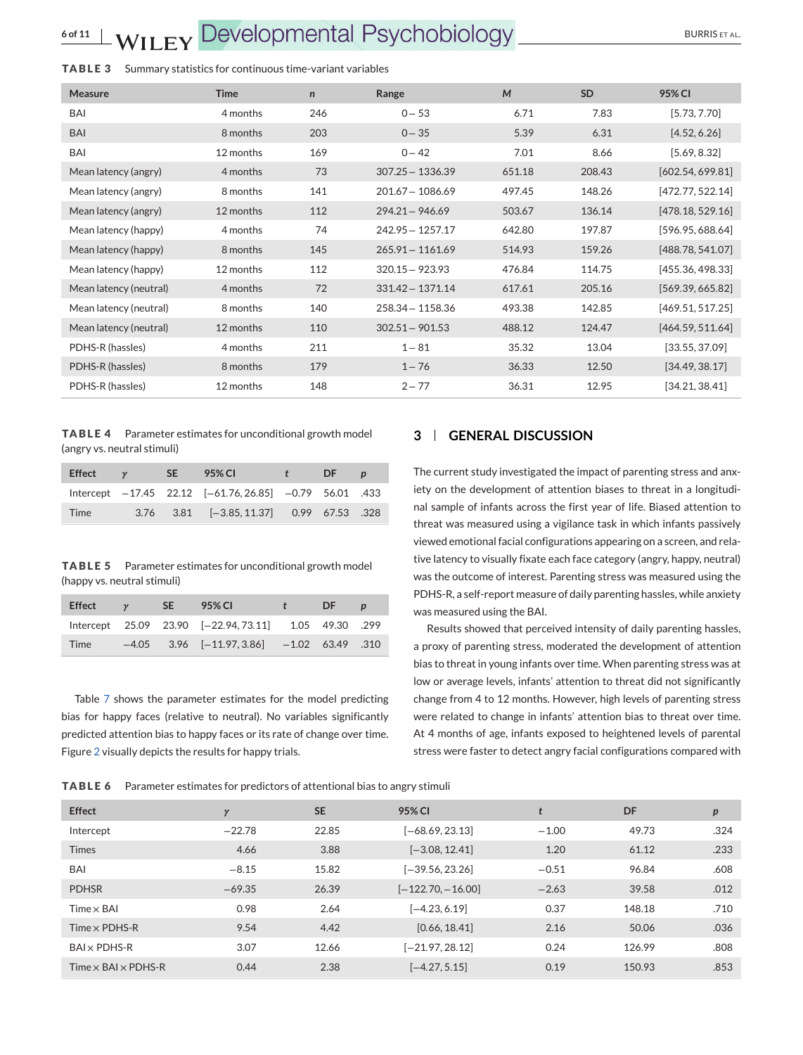**TABLE 3** Summary statistics for continuous time-variant variables

| Measure | Time | n | Range | M | SD | 95% CI |
|---|---|---|---|---|---|---|
| BAI | 4 months | 246 | 0 – 53 | 6.71 | 7.83 | [5.73, 7.70] |
| BAI | 8 months | 203 | 0 – 35 | 5.39 | 6.31 | [4.52, 6.26] |
| BAI | 12 months | 169 | 0 – 42 | 7.01 | 8.66 | [5.69, 8.32] |
| Mean latency (angry) | 4 months | 73 | 307.25 – 1336.39 | 651.18 | 208.43 | [602.54, 699.81] |
| Mean latency (angry) | 8 months | 141 | 201.67 – 1086.69 | 497.45 | 148.26 | [472.77, 522.14] |
| Mean latency (angry) | 12 months | 112 | 294.21 – 946.69 | 503.67 | 136.14 | [478.18, 529.16] |
| Mean latency (happy) | 4 months | 74 | 242.95 – 1257.17 | 642.80 | 197.87 | [596.95, 688.64] |
| Mean latency (happy) | 8 months | 145 | 265.91 – 1161.69 | 514.93 | 159.26 | [488.78, 541.07] |
| Mean latency (happy) | 12 months | 112 | 320.15 – 923.93 | 476.84 | 114.75 | [455.36, 498.33] |
| Mean latency (neutral) | 4 months | 72 | 331.42 – 1371.14 | 617.61 | 205.16 | [569.39, 665.82] |
| Mean latency (neutral) | 8 months | 140 | 258.34 – 1158.36 | 493.38 | 142.85 | [469.51, 517.25] |
| Mean latency (neutral) | 12 months | 110 | 302.51 – 901.53 | 488.12 | 124.47 | [464.59, 511.64] |
| PDHS-R (hassles) | 4 months | 211 | 1 – 81 | 35.32 | 13.04 | [33.55, 37.09] |
| PDHS-R (hassles) | 8 months | 179 | 1 – 76 | 36.33 | 12.50 | [34.49, 38.17] |
| PDHS-R (hassles) | 12 months | 148 | 2 – 77 | 36.31 | 12.95 | [34.21, 38.41] |

**TABLE 4** Parameter estimates for unconditional growth model (angry vs. neutral stimuli)

| Effect | γ | SE | 95% CI | t | DF | p |
|---|---|---|---|---|---|---|
| Intercept | −17.45 | 22.12 | [−61.76, 26.85] | −0.79 | 56.01 | .433 |
| Time | 3.76 | 3.81 | [−3.85, 11.37] | 0.99 | 67.53 | .328 |

**TABLE 5** Parameter estimates for unconditional growth model (happy vs. neutral stimuli)

| Effect | γ | SE | 95% CI | t | DF | p |
|---|---|---|---|---|---|---|
| Intercept | 25.09 | 23.90 | [−22.94, 73.11] | 1.05 | 49.30 | .299 |
| Time | −4.05 | 3.96 | [−11.97, 3.86] | −1.02 | 63.49 | .310 |

Table 7 shows the parameter estimates for the model predicting bias for happy faces (relative to neutral). No variables significantly predicted attention bias to happy faces or its rate of change over time. Figure 2 visually depicts the results for happy trials.

## 3 | GENERAL DISCUSSION

The current study investigated the impact of parenting stress and anxiety on the development of attention biases to threat in a longitudinal sample of infants across the first year of life. Biased attention to threat was measured using a vigilance task in which infants passively viewed emotional facial configurations appearing on a screen, and relative latency to visually fixate each face category (angry, happy, neutral) was the outcome of interest. Parenting stress was measured using the PDHS-R, a self-report measure of daily parenting hassles, while anxiety was measured using the BAI.

Results showed that perceived intensity of daily parenting hassles, a proxy of parenting stress, moderated the development of attention bias to threat in young infants over time. When parenting stress was at low or average levels, infants' attention to threat did not significantly change from 4 to 12 months. However, high levels of parenting stress were related to change in infants' attention bias to threat over time. At 4 months of age, infants exposed to heightened levels of parental stress were faster to detect angry facial configurations compared with

**TABLE 6** Parameter estimates for predictors of attentional bias to angry stimuli

| Effect | γ | SE | 95% CI | t | DF | p |
|---|---|---|---|---|---|---|
| Intercept | −22.78 | 22.85 | [−68.69, 23.13] | −1.00 | 49.73 | .324 |
| Times | 4.66 | 3.88 | [−3.08, 12.41] | 1.20 | 61.12 | .233 |
| BAI | −8.15 | 15.82 | [−39.56, 23.26] | −0.51 | 96.84 | .608 |
| PDHSR | −69.35 | 26.39 | [−122.70, −16.00] | −2.63 | 39.58 | .012 |
| Time × BAI | 0.98 | 2.64 | [−4.23, 6.19] | 0.37 | 148.18 | .710 |
| Time × PDHS-R | 9.54 | 4.42 | [0.66, 18.41] | 2.16 | 50.06 | .036 |
| BAI × PDHS-R | 3.07 | 12.66 | [−21.97, 28.12] | 0.24 | 126.99 | .808 |
| Time × BAI × PDHS-R | 0.44 | 2.38 | [−4.27, 5.15] | 0.19 | 150.93 | .853 |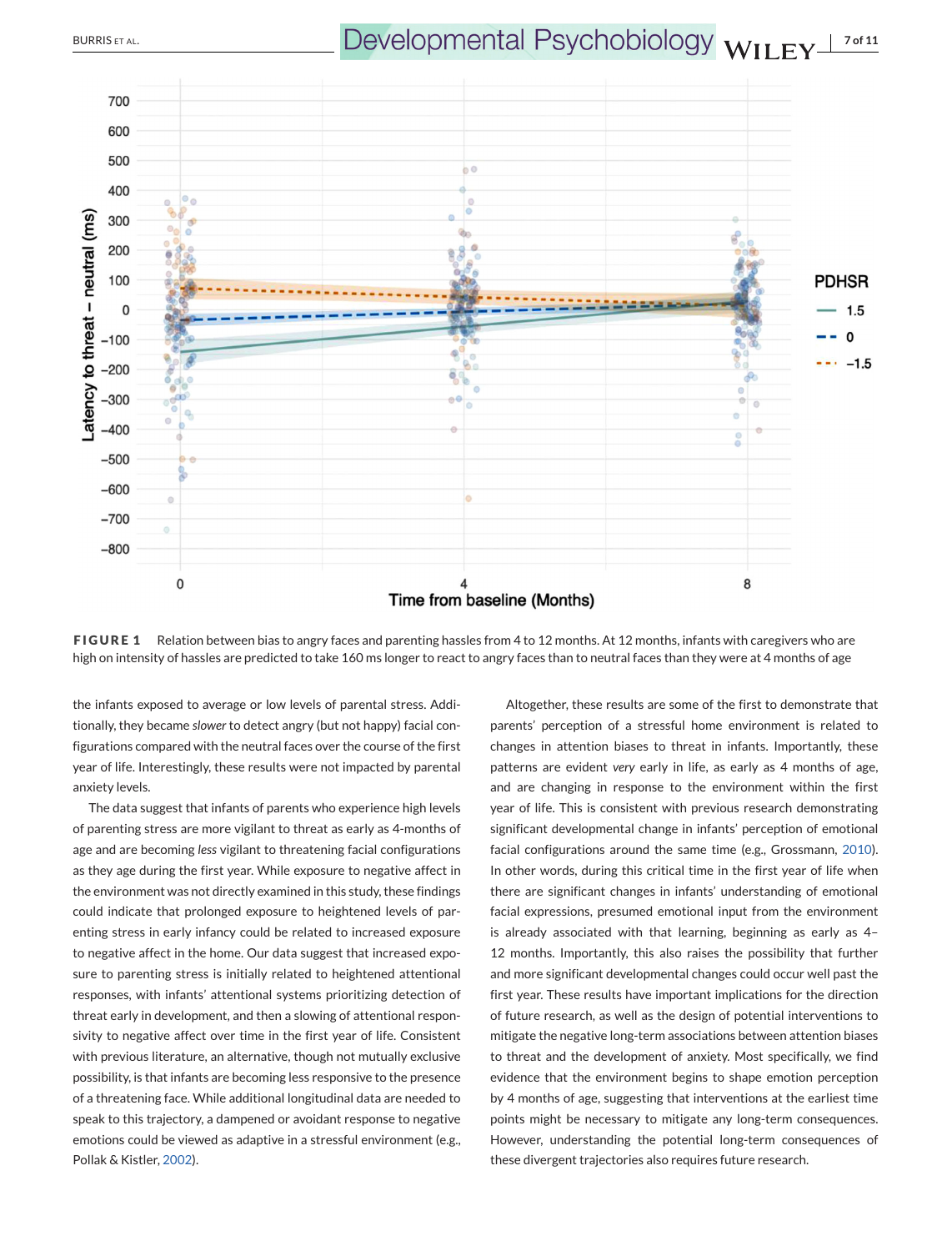700
600
500
400
300
200
100
0
−100
−200
−300
−400
−500
−600
−700
−800

Latency to threat – neutral (ms)

0
4
8

Time from baseline (Months)

PDHSR
1.5
0
−1.5

**FIGURE 1** Relation between bias to angry faces and parenting hassles from 4 to 12 months. At 12 months, infants with caregivers who are high on intensity of hassles are predicted to take 160 ms longer to react to angry faces than to neutral faces than they were at 4 months of age

the infants exposed to average or low levels of parental stress. Additionally, they became *slower* to detect angry (but not happy) facial configurations compared with the neutral faces over the course of the first year of life. Interestingly, these results were not impacted by parental anxiety levels.

The data suggest that infants of parents who experience high levels of parenting stress are more vigilant to threat as early as 4-months of age and are becoming *less* vigilant to threatening facial configurations as they age during the first year. While exposure to negative affect in the environment was not directly examined in this study, these findings could indicate that prolonged exposure to heightened levels of parenting stress in early infancy could be related to increased exposure to negative affect in the home. Our data suggest that increased exposure to parenting stress is initially related to heightened attentional responses, with infants' attentional systems prioritizing detection of threat early in development, and then a slowing of attentional responsivity to negative affect over time in the first year of life. Consistent with previous literature, an alternative, though not mutually exclusive possibility, is that infants are becoming less responsive to the presence of a threatening face. While additional longitudinal data are needed to speak to this trajectory, a dampened or avoidant response to negative emotions could be viewed as adaptive in a stressful environment (e.g., Pollak & Kistler, 2002).

Altogether, these results are some of the first to demonstrate that parents' perception of a stressful home environment is related to changes in attention biases to threat in infants. Importantly, these patterns are evident *very* early in life, as early as 4 months of age, and are changing in response to the environment within the first year of life. This is consistent with previous research demonstrating significant developmental change in infants' perception of emotional facial configurations around the same time (e.g., Grossmann, 2010). In other words, during this critical time in the first year of life when there are significant changes in infants' understanding of emotional facial expressions, presumed emotional input from the environment is already associated with that learning, beginning as early as 4–12 months. Importantly, this also raises the possibility that further and more significant developmental changes could occur well past the first year. These results have important implications for the direction of future research, as well as the design of potential interventions to mitigate the negative long-term associations between attention biases to threat and the development of anxiety. Most specifically, we find evidence that the environment begins to shape emotion perception by 4 months of age, suggesting that interventions at the earliest time points might be necessary to mitigate any long-term consequences. However, understanding the potential long-term consequences of these divergent trajectories also requires future research.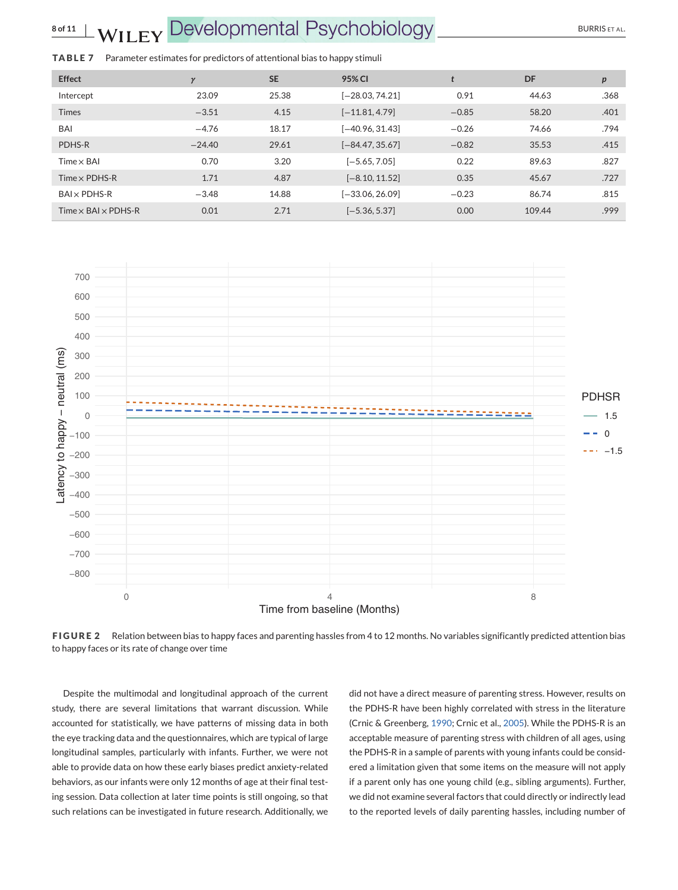**TABLE 7** Parameter estimates for predictors of attentional bias to happy stimuli

| Effect | γ | SE | 95% CI | t | DF | p |
|---|---|---|---|---|---|---|
| Intercept | 23.09 | 25.38 | [−28.03, 74.21] | 0.91 | 44.63 | .368 |
| Times | −3.51 | 4.15 | [−11.81, 4.79] | −0.85 | 58.20 | .401 |
| BAI | −4.76 | 18.17 | [−40.96, 31.43] | −0.26 | 74.66 | .794 |
| PDHS-R | −24.40 | 29.61 | [−84.47, 35.67] | −0.82 | 35.53 | .415 |
| Time × BAI | 0.70 | 3.20 | [−5.65, 7.05] | 0.22 | 89.63 | .827 |
| Time × PDHS-R | 1.71 | 4.87 | [−8.10, 11.52] | 0.35 | 45.67 | .727 |
| BAI × PDHS-R | −3.48 | 14.88 | [−33.06, 26.09] | −0.23 | 86.74 | .815 |
| Time × BAI × PDHS-R | 0.01 | 2.71 | [−5.36, 5.37] | 0.00 | 109.44 | .999 |

Latency to happy – neutral (ms)
700
600
500
400
300
200
100
0
−100
−200
−300
−400
−500
−600
−700
−800
0
4
8
Time from baseline (Months)
PDHSR
1.5
0
−1.5

**FIGURE 2** Relation between bias to happy faces and parenting hassles from 4 to 12 months. No variables significantly predicted attention bias to happy faces or its rate of change over time

Despite the multimodal and longitudinal approach of the current study, there are several limitations that warrant discussion. While accounted for statistically, we have patterns of missing data in both the eye tracking data and the questionnaires, which are typical of large longitudinal samples, particularly with infants. Further, we were not able to provide data on how these early biases predict anxiety-related behaviors, as our infants were only 12 months of age at their final testing session. Data collection at later time points is still ongoing, so that such relations can be investigated in future research. Additionally, we did not have a direct measure of parenting stress. However, results on the PDHS-R have been highly correlated with stress in the literature (Crnic & Greenberg, 1990; Crnic et al., 2005). While the PDHS-R is an acceptable measure of parenting stress with children of all ages, using the PDHS-R in a sample of parents with young infants could be considered a limitation given that some items on the measure will not apply if a parent only has one young child (e.g., sibling arguments). Further, we did not examine several factors that could directly or indirectly lead to the reported levels of daily parenting hassles, including number of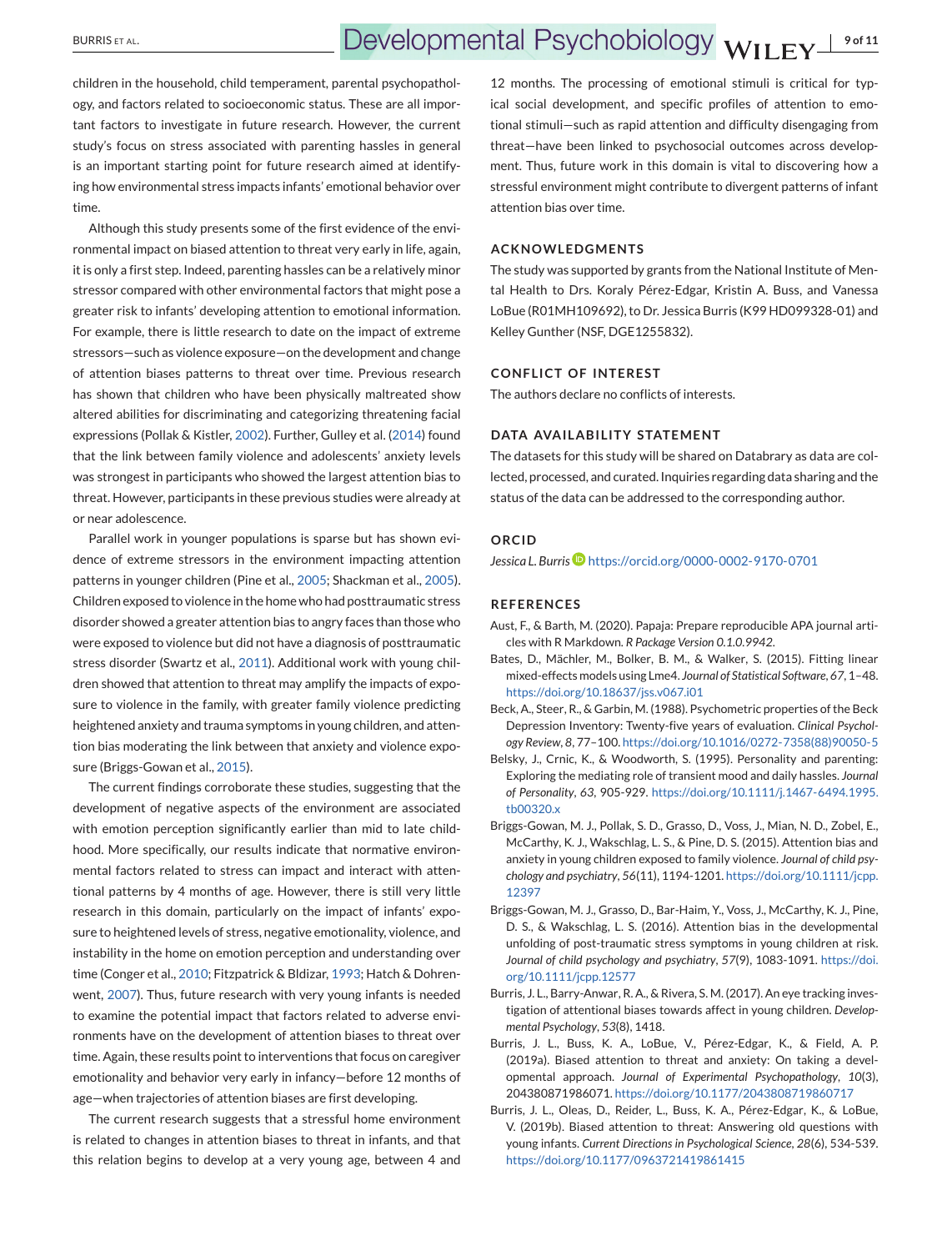children in the household, child temperament, parental psychopathology, and factors related to socioeconomic status. These are all important factors to investigate in future research. However, the current study's focus on stress associated with parenting hassles in general is an important starting point for future research aimed at identifying how environmental stress impacts infants' emotional behavior over time.

Although this study presents some of the first evidence of the environmental impact on biased attention to threat very early in life, again, it is only a first step. Indeed, parenting hassles can be a relatively minor stressor compared with other environmental factors that might pose a greater risk to infants' developing attention to emotional information. For example, there is little research to date on the impact of extreme stressors—such as violence exposure—on the development and change of attention biases patterns to threat over time. Previous research has shown that children who have been physically maltreated show altered abilities for discriminating and categorizing threatening facial expressions (Pollak & Kistler, 2002). Further, Gulley et al. (2014) found that the link between family violence and adolescents' anxiety levels was strongest in participants who showed the largest attention bias to threat. However, participants in these previous studies were already at or near adolescence.

Parallel work in younger populations is sparse but has shown evidence of extreme stressors in the environment impacting attention patterns in younger children (Pine et al., 2005; Shackman et al., 2005). Children exposed to violence in the home who had posttraumatic stress disorder showed a greater attention bias to angry faces than those who were exposed to violence but did not have a diagnosis of posttraumatic stress disorder (Swartz et al., 2011). Additional work with young children showed that attention to threat may amplify the impacts of exposure to violence in the family, with greater family violence predicting heightened anxiety and trauma symptoms in young children, and attention bias moderating the link between that anxiety and violence exposure (Briggs-Gowan et al., 2015).

The current findings corroborate these studies, suggesting that the development of negative aspects of the environment are associated with emotion perception significantly earlier than mid to late childhood. More specifically, our results indicate that normative environmental factors related to stress can impact and interact with attentional patterns by 4 months of age. However, there is still very little research in this domain, particularly on the impact of infants' exposure to heightened levels of stress, negative emotionality, violence, and instability in the home on emotion perception and understanding over time (Conger et al., 2010; Fitzpatrick & Bldizar, 1993; Hatch & Dohrenwent, 2007). Thus, future research with very young infants is needed to examine the potential impact that factors related to adverse environments have on the development of attention biases to threat over time. Again, these results point to interventions that focus on caregiver emotionality and behavior very early in infancy—before 12 months of age—when trajectories of attention biases are first developing.

The current research suggests that a stressful home environment is related to changes in attention biases to threat in infants, and that this relation begins to develop at a very young age, between 4 and 12 months. The processing of emotional stimuli is critical for typical social development, and specific profiles of attention to emotional stimuli—such as rapid attention and difficulty disengaging from threat—have been linked to psychosocial outcomes across development. Thus, future work in this domain is vital to discovering how a stressful environment might contribute to divergent patterns of infant attention bias over time.

## ACKNOWLEDGMENTS

The study was supported by grants from the National Institute of Mental Health to Drs. Koraly Pérez-Edgar, Kristin A. Buss, and Vanessa LoBue (R01MH109692), to Dr. Jessica Burris (K99 HD099328-01) and Kelley Gunther (NSF, DGE1255832).

## CONFLICT OF INTEREST

The authors declare no conflicts of interests.

## DATA AVAILABILITY STATEMENT

The datasets for this study will be shared on Databrary as data are collected, processed, and curated. Inquiries regarding data sharing and the status of the data can be addressed to the corresponding author.

## ORCID

*Jessica L. Burris* https://orcid.org/0000-0002-9170-0701

## REFERENCES

Aust, F., & Barth, M. (2020). Papaja: Prepare reproducible APA journal articles with R Markdown. *R Package Version 0.1.0.9942*.

Bates, D., Mächler, M., Bolker, B. M., & Walker, S. (2015). Fitting linear mixed-effects models using Lme4. *Journal of Statistical Software*, *67*, 1–48. https://doi.org/10.18637/jss.v067.i01

Beck, A., Steer, R., & Garbin, M. (1988). Psychometric properties of the Beck Depression Inventory: Twenty-five years of evaluation. *Clinical Psychology Review*, *8*, 77–100. https://doi.org/10.1016/0272-7358(88)90050-5

Belsky, J., Crnic, K., & Woodworth, S. (1995). Personality and parenting: Exploring the mediating role of transient mood and daily hassles. *Journal of Personality*, *63*, 905-929. https://doi.org/10.1111/j.1467-6494.1995.tb00320.x

Briggs-Gowan, M. J., Pollak, S. D., Grasso, D., Voss, J., Mian, N. D., Zobel, E., McCarthy, K. J., Wakschlag, L. S., & Pine, D. S. (2015). Attention bias and anxiety in young children exposed to family violence. *Journal of child psychology and psychiatry*, *56*(11), 1194-1201. https://doi.org/10.1111/jcpp.12397

Briggs-Gowan, M. J., Grasso, D., Bar-Haim, Y., Voss, J., McCarthy, K. J., Pine, D. S., & Wakschlag, L. S. (2016). Attention bias in the developmental unfolding of post-traumatic stress symptoms in young children at risk. *Journal of child psychology and psychiatry*, *57*(9), 1083-1091. https://doi.org/10.1111/jcpp.12577

Burris, J. L., Barry-Anwar, R. A., & Rivera, S. M. (2017). An eye tracking investigation of attentional biases towards affect in young children. *Developmental Psychology*, *53*(8), 1418.

Burris, J. L., Buss, K. A., LoBue, V., Pérez-Edgar, K., & Field, A. P. (2019a). Biased attention to threat and anxiety: On taking a developmental approach. *Journal of Experimental Psychopathology*, *10*(3), 204380871986071. https://doi.org/10.1177/2043808719860717

Burris, J. L., Oleas, D., Reider, L., Buss, K. A., Pérez-Edgar, K., & LoBue, V. (2019b). Biased attention to threat: Answering old questions with young infants. *Current Directions in Psychological Science*, *28*(6), 534-539. https://doi.org/10.1177/0963721419861415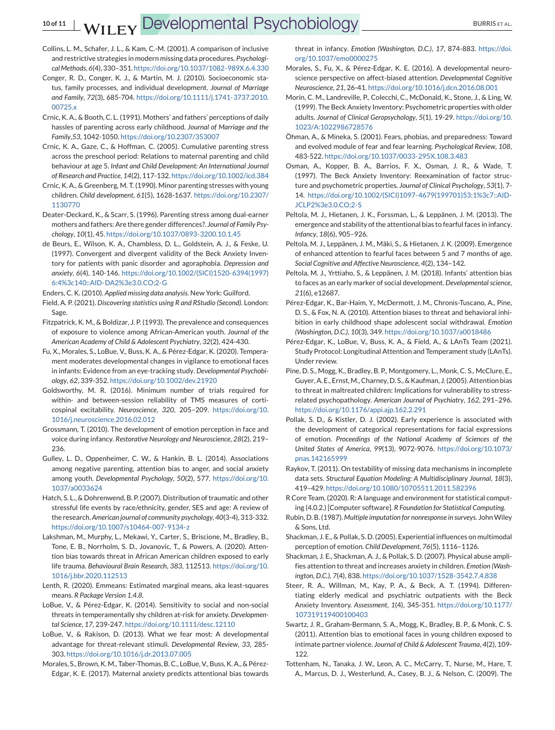Collins, L. M., Schafer, J. L., & Kam, C.-M. (2001). A comparison of inclusive and restrictive strategies in modern missing data procedures. *Psychological Methods*, *6*(4), 330–351. https://doi.org/10.1037/1082-989X.6.4.330

Conger, R. D., Conger, K. J., & Martin, M. J. (2010). Socioeconomic status, family processes, and individual development. *Journal of Marriage and Family*, *72*(3), 685-704. https://doi.org/10.1111/j.1741-3737.2010.00725.x

Crnic, K. A., & Booth, C. L. (1991). Mothers' and fathers' perceptions of daily hassles of parenting across early childhood. *Journal of Marriage and the Family*,*53*, 1042-1050. https://doi.org/10.2307/353007

Crnic, K. A., Gaze, C., & Hoffman, C. (2005). Cumulative parenting stress across the preschool period: Relations to maternal parenting and child behaviour at age 5. *Infant and Child Development: An International Journal of Research and Practice*, *14*(2), 117-132. https://doi.org/10.1002/icd.384

Crnic, K. A., & Greenberg, M. T. (1990). Minor parenting stresses with young children. *Child development*, *61*(5), 1628-1637. https://doi.org/10.2307/1130770

Deater-Deckard, K., & Scarr, S. (1996). Parenting stress among dual-earner mothers and fathers: Are there gender differences?. *Journal of Family Psychology*, *10*(1), 45. https://doi.org/10.1037/0893-3200.10.1.45

de Beurs, E., Wilson, K. A., Chambless, D. L., Goldstein, A. J., & Feske, U. (1997). Convergent and divergent validity of the Beck Anxiety Inventory for patients with panic disorder and agoraphobia. *Depression and anxiety*, *6*(4), 140-146. https://doi.org/10.1002/(SICI)1520-6394(1997)6:4%3c140::AID-DA2%3e3.0.CO;2-G

Enders, C. K. (2010). *Applied missing data analysis*. New York: Guilford.

Field, A. P. (2021). *Discovering statistics using R and RStudio (Second)*. London: Sage.

Fitzpatrick, K. M., & Boldizar, J. P. (1993). The prevalence and consequences of exposure to violence among African-American youth. *Journal of the American Academy of Child & Adolescent Psychiatry*, *32*(2), 424-430.

Fu, X., Morales, S., LoBue, V., Buss, K. A., & Pérez-Edgar, K. (2020). Temperament moderates developmental changes in vigilance to emotional faces in infants: Evidence from an eye-tracking study. *Developmental Psychobiology*, *62*, 339-352. https://doi.org/10.1002/dev.21920

Goldsworthy, M. R. (2016). Minimum number of trials required for within- and between-session reliability of TMS measures of corticospinal excitability. *Neuroscience*, *320*, 205–209. https://doi.org/10.1016/j.neuroscience.2016.02.012

Grossmann, T. (2010). The development of emotion perception in face and voice during infancy. *Restorative Neurology and Neuroscience*, *28*(2), 219–236.

Gulley, L. D., Oppenheimer, C. W., & Hankin, B. L. (2014). Associations among negative parenting, attention bias to anger, and social anxiety among youth. *Developmental Psychology*, *50*(2), 577. https://doi.org/10.1037/a0033624

Hatch, S. L., & Dohrenwend, B. P. (2007). Distribution of traumatic and other stressful life events by race/ethnicity, gender, SES and age: A review of the research. *American journal of community psychology*, *40*(3-4), 313-332. https://doi.org/10.1007/s10464-007-9134-z

Lakshman, M., Murphy, L., Mekawi, Y., Carter, S., Briscione, M., Bradley, B., Tone, E. B., Norrholm, S. D., Jovanovic, T., & Powers, A. (2020). Attention bias towards threat in African American children exposed to early life trauma. *Behavioural Brain Research*, *383*, 112513. https://doi.org/10.1016/j.bbr.2020.112513

Lenth, R. (2020). Emmeans: Estimated marginal means, aka least-squares means. *R Package Version 1.4.8*.

LoBue, V., & Pérez-Edgar, K. (2014). Sensitivity to social and non-social threats in temperamentally shy children at-risk for anxiety. *Developmental Science*, *17*, 239-247. https://doi.org/10.1111/desc.12110

LoBue, V., & Rakison, D. (2013). What we fear most: A developmental advantage for threat-relevant stimuli. *Developmental Review*, *33*, 285-303. https://doi.org/10.1016/j.dr.2013.07.005

Morales, S., Brown, K. M., Taber-Thomas, B. C., LoBue, V., Buss, K. A., & Pérez-Edgar, K. E. (2017). Maternal anxiety predicts attentional bias towards threat in infancy. *Emotion (Washington, D.C.)*, *17*, 874-883. https://doi.org/10.1037/emo0000275

Morales, S., Fu, X., & Pérez-Edgar, K. E. (2016). A developmental neuroscience perspective on affect-biased attention. *Developmental Cognitive Neuroscience*, *21*, 26-41. https://doi.org/10.1016/j.dcn.2016.08.001

Morin, C. M., Landreville, P., Colecchi, C., McDonald, K., Stone, J., & Ling, W. (1999). The Beck Anxiety Inventory: Psychometric properties with older adults. *Journal of Clinical Geropsychology*, *5*(1), 19-29. https://doi.org/10.1023/A:1022986728576

Öhman, A., & Mineka, S. (2001). Fears, phobias, and preparedness: Toward and evolved module of fear and fear learning. *Psychological Review*, *108*, 483-522. https://doi.org/10.1037/0033-295X.108.3.483

Osman, A., Kopper, B. A., Barrios, F. X., Osman, J. R., & Wade, T. (1997). The Beck Anxiety Inventory: Reexamination of factor structure and psychometric properties. *Journal of Clinical Psychology*, *53*(1), 7-14. https://doi.org/10.1002/(SICI)1097-4679(199701)53:1%3c7::AID-JCLP2%3e3.0.CO;2-S

Peltola, M. J., Hietanen, J. K., Forssman, L., & Leppänen, J. M. (2013). The emergence and stability of the attentional bias to fearful faces in infancy. *Infancy*, *18*(6), 905–926.

Peltola, M. J., Leppänen, J. M., Mäki, S., & Hietanen, J. K. (2009). Emergence of enhanced attention to fearful faces between 5 and 7 months of age. *Social Cognitive and Affective Neuroscience*, *4*(2), 134–142.

Peltola, M. J., Yrttiaho, S., & Leppänen, J. M. (2018). Infants' attention bias to faces as an early marker of social development. *Developmental science*, *21*(6), e12687.

Pérez-Edgar, K., Bar-Haim, Y., McDermott, J. M., Chronis-Tuscano, A., Pine, D. S., & Fox, N. A. (2010). Attention biases to threat and behavioral inhibition in early childhood shape adolescent social withdrawal. *Emotion (Washington, D.C.)*, *10*(3), 349. https://doi.org/10.1037/a0018486

Pérez-Edgar, K., LoBue, V., Buss, K. A., & Field, A., & LAnTs Team (2021). Study Protocol: Longitudinal Attention and Temperament study (LAnTs). Under review.

Pine, D. S., Mogg, K., Bradley, B. P., Montgomery, L., Monk, C. S., McClure, E., Guyer, A. E., Ernst, M., Charney, D. S., & Kaufman, J. (2005). Attention bias to threat in maltreated children: Implications for vulnerability to stress-related psychopathology. *American Journal of Psychiatry*, *162*, 291–296. https://doi.org/10.1176/appi.ajp.162.2.291

Pollak, S. D., & Kistler, D. J. (2002). Early experience is associated with the development of categorical representations for facial expressions of emotion. *Proceedings of the National Academy of Sciences of the United States of America*, *99*(13), 9072-9076. https://doi.org/10.1073/pnas.142165999

Raykov, T. (2011). On testability of missing data mechanisms in incomplete data sets. *Structural Equation Modeling: A Multidisciplinary Journal*, *18*(3), 419–429. https://doi.org/10.1080/10705511.2011.582396

R Core Team. (2020). R: A language and environment for statistical computing (4.0.2.) [Computer software]. *R Foundation for Statistical Computing*.

Rubin, D. B. (1987). *Multiple imputation for nonresponse in surveys*. John Wiley & Sons, Ltd.

Shackman, J. E., & Pollak, S. D. (2005). Experiential influences on multimodal perception of emotion. *Child Development*, *76*(5), 1116–1126.

Shackman, J. E., Shackman, A. J., & Pollak, S. D. (2007). Physical abuse amplifies attention to threat and increases anxiety in children. *Emotion (Washington, D.C.)*, *7*(4), 838. https://doi.org/10.1037/1528-3542.7.4.838

Steer, R. A., Willman, M., Kay, P. A., & Beck, A. T. (1994). Differentiating elderly medical and psychiatric outpatients with the Beck Anxiety Inventory. *Assessment*, *1*(4), 345-351. https://doi.org/10.1177/107319119400100403

Swartz, J. R., Graham-Bermann, S. A., Mogg, K., Bradley, B. P., & Monk, C. S. (2011). Attention bias to emotional faces in young children exposed to intimate partner violence. *Journal of Child & Adolescent Trauma*, *4*(2), 109-122.

Tottenham, N., Tanaka, J. W., Leon, A. C., McCarry, T., Nurse, M., Hare, T. A., Marcus, D. J., Westerlund, A., Casey, B. J., & Nelson, C. (2009). The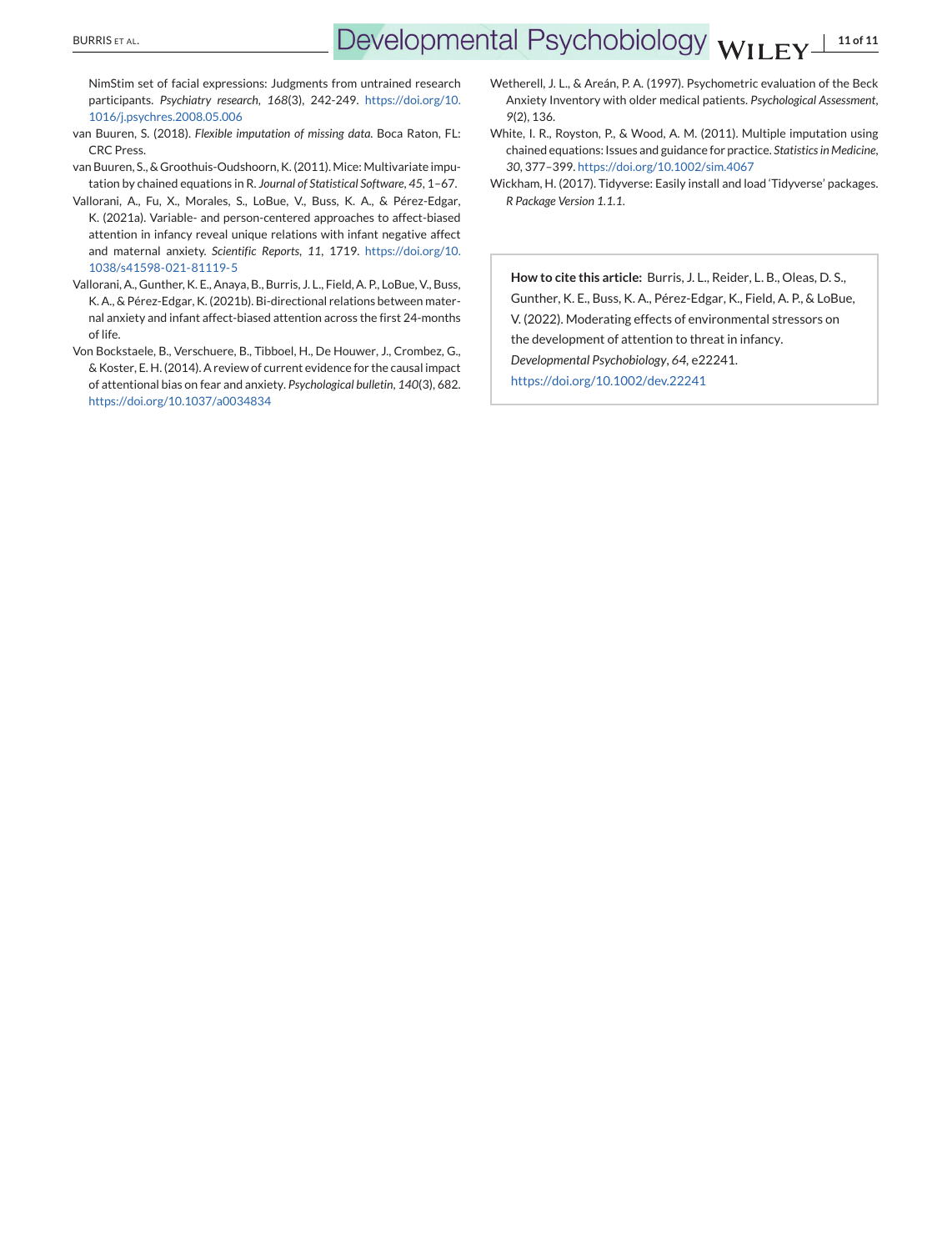NimStim set of facial expressions: Judgments from untrained research participants. *Psychiatry research*, *168*(3), 242-249. https://doi.org/10.1016/j.psychres.2008.05.006

van Buuren, S. (2018). *Flexible imputation of missing data*. Boca Raton, FL: CRC Press.

van Buuren, S., & Groothuis-Oudshoorn, K. (2011). Mice: Multivariate imputation by chained equations in R. *Journal of Statistical Software*, *45*, 1–67.

Vallorani, A., Fu, X., Morales, S., LoBue, V., Buss, K. A., & Pérez-Edgar, K. (2021a). Variable- and person-centered approaches to affect-biased attention in infancy reveal unique relations with infant negative affect and maternal anxiety. *Scientific Reports*, *11*, 1719. https://doi.org/10.1038/s41598-021-81119-5

Vallorani, A., Gunther, K. E., Anaya, B., Burris, J. L., Field, A. P., LoBue, V., Buss, K. A., & Pérez-Edgar, K. (2021b). Bi-directional relations between maternal anxiety and infant affect-biased attention across the first 24-months of life.

Von Bockstaele, B., Verschuere, B., Tibboel, H., De Houwer, J., Crombez, G., & Koster, E. H. (2014). A review of current evidence for the causal impact of attentional bias on fear and anxiety. *Psychological bulletin*, *140*(3), 682. https://doi.org/10.1037/a0034834

Wetherell, J. L., & Areán, P. A. (1997). Psychometric evaluation of the Beck Anxiety Inventory with older medical patients. *Psychological Assessment*, *9*(2), 136.

White, I. R., Royston, P., & Wood, A. M. (2011). Multiple imputation using chained equations: Issues and guidance for practice. *Statistics in Medicine*, *30*, 377–399. https://doi.org/10.1002/sim.4067

Wickham, H. (2017). Tidyverse: Easily install and load 'Tidyverse' packages. *R Package Version 1.1.1*.

**How to cite this article:** Burris, J. L., Reider, L. B., Oleas, D. S., Gunther, K. E., Buss, K. A., Pérez-Edgar, K., Field, A. P., & LoBue, V. (2022). Moderating effects of environmental stressors on the development of attention to threat in infancy. *Developmental Psychobiology*, *64*, e22241. https://doi.org/10.1002/dev.22241